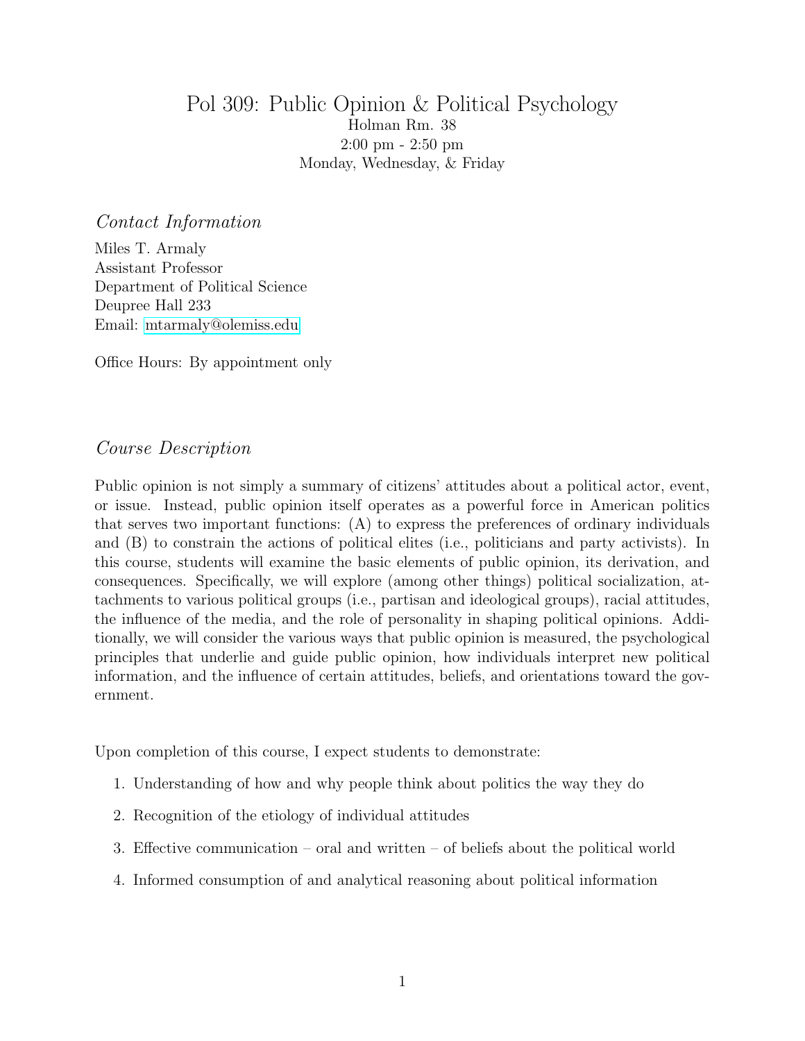# Pol 309: Public Opinion & Political Psychology

Holman Rm. 38
2:00 pm - 2:50 pm
Monday, Wednesday, & Friday

## *Contact Information*

Miles T. Armaly
Assistant Professor
Department of Political Science
Deupree Hall 233
Email: mtarmaly@olemiss.edu

Office Hours: By appointment only

## *Course Description*

Public opinion is not simply a summary of citizens' attitudes about a political actor, event, or issue. Instead, public opinion itself operates as a powerful force in American politics that serves two important functions: (A) to express the preferences of ordinary individuals and (B) to constrain the actions of political elites (i.e., politicians and party activists). In this course, students will examine the basic elements of public opinion, its derivation, and consequences. Specifically, we will explore (among other things) political socialization, attachments to various political groups (i.e., partisan and ideological groups), racial attitudes, the influence of the media, and the role of personality in shaping political opinions. Additionally, we will consider the various ways that public opinion is measured, the psychological principles that underlie and guide public opinion, how individuals interpret new political information, and the influence of certain attitudes, beliefs, and orientations toward the government.

Upon completion of this course, I expect students to demonstrate:

1. Understanding of how and why people think about politics the way they do
2. Recognition of the etiology of individual attitudes
3. Effective communication – oral and written – of beliefs about the political world
4. Informed consumption of and analytical reasoning about political information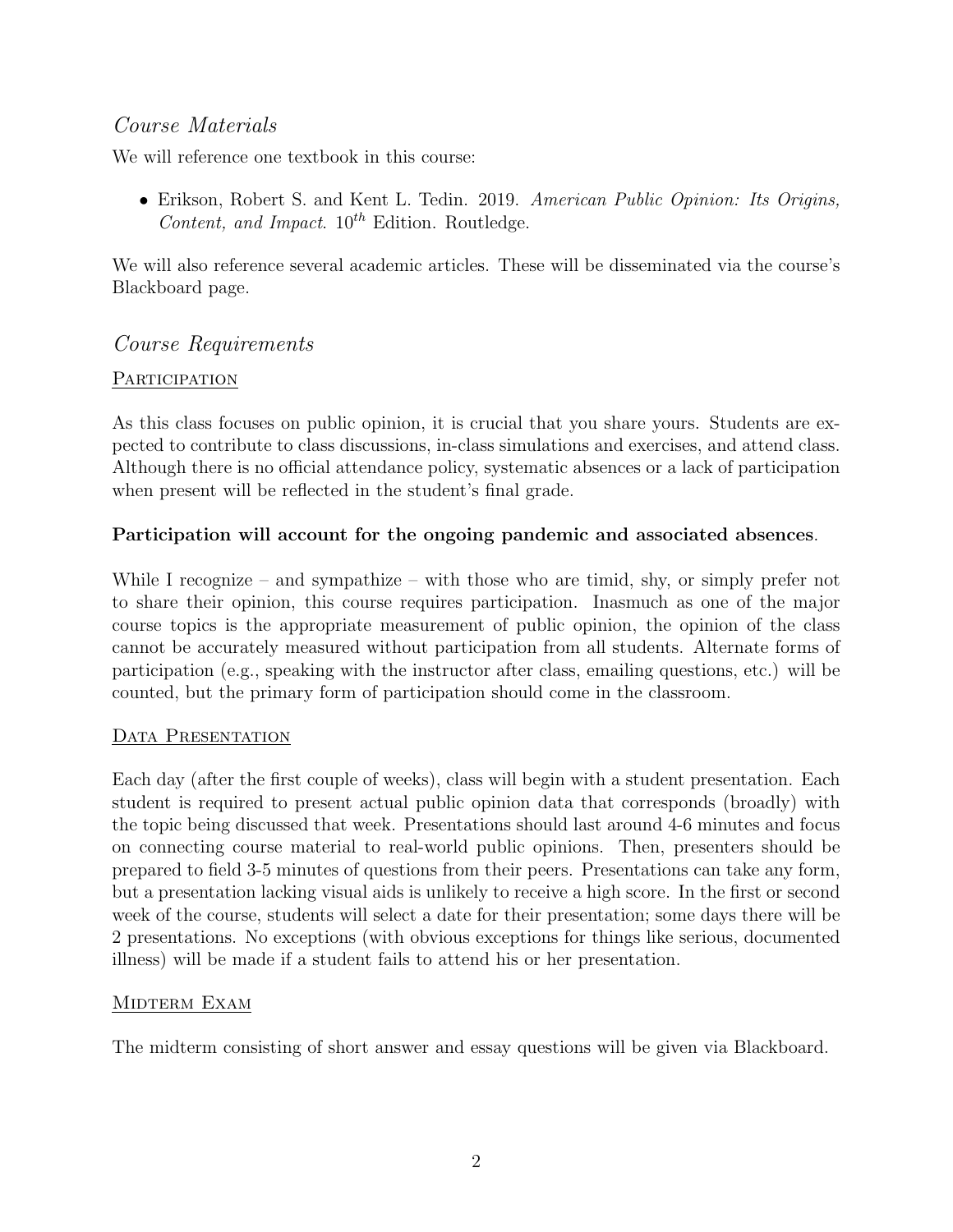## *Course Materials*

We will reference one textbook in this course:

- Erikson, Robert S. and Kent L. Tedin. 2019. *American Public Opinion: Its Origins, Content, and Impact*. 10th Edition. Routledge.

We will also reference several academic articles. These will be disseminated via the course's Blackboard page.

## *Course Requirements*

### Participation

As this class focuses on public opinion, it is crucial that you share yours. Students are expected to contribute to class discussions, in-class simulations and exercises, and attend class. Although there is no official attendance policy, systematic absences or a lack of participation when present will be reflected in the student's final grade.

**Participation will account for the ongoing pandemic and associated absences**.

While I recognize – and sympathize – with those who are timid, shy, or simply prefer not to share their opinion, this course requires participation. Inasmuch as one of the major course topics is the appropriate measurement of public opinion, the opinion of the class cannot be accurately measured without participation from all students. Alternate forms of participation (e.g., speaking with the instructor after class, emailing questions, etc.) will be counted, but the primary form of participation should come in the classroom.

### Data Presentation

Each day (after the first couple of weeks), class will begin with a student presentation. Each student is required to present actual public opinion data that corresponds (broadly) with the topic being discussed that week. Presentations should last around 4-6 minutes and focus on connecting course material to real-world public opinions. Then, presenters should be prepared to field 3-5 minutes of questions from their peers. Presentations can take any form, but a presentation lacking visual aids is unlikely to receive a high score. In the first or second week of the course, students will select a date for their presentation; some days there will be 2 presentations. No exceptions (with obvious exceptions for things like serious, documented illness) will be made if a student fails to attend his or her presentation.

### Midterm Exam

The midterm consisting of short answer and essay questions will be given via Blackboard.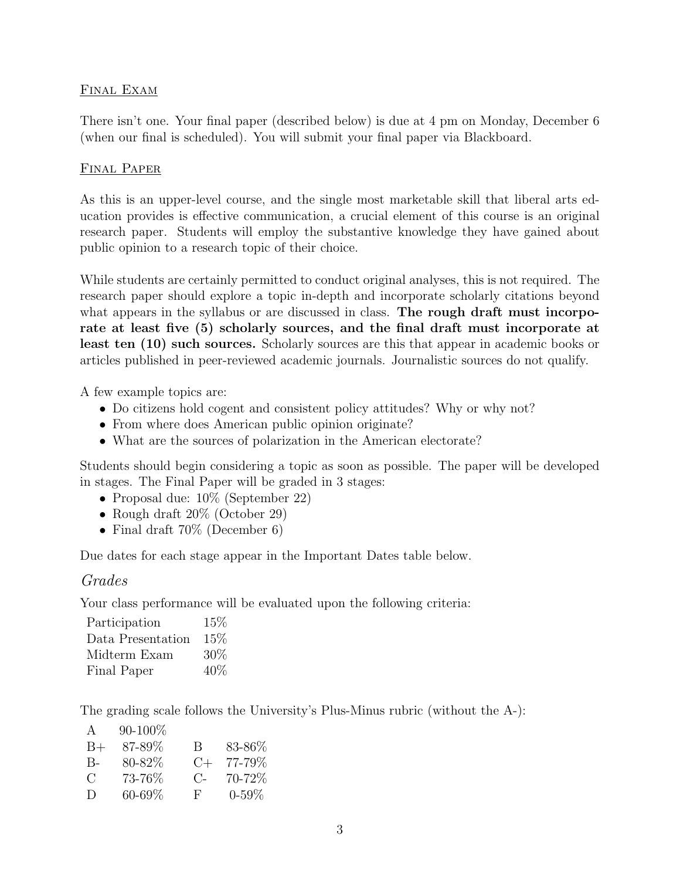## Final Exam

There isn't one. Your final paper (described below) is due at 4 pm on Monday, December 6 (when our final is scheduled). You will submit your final paper via Blackboard.

## Final Paper

As this is an upper-level course, and the single most marketable skill that liberal arts education provides is effective communication, a crucial element of this course is an original research paper. Students will employ the substantive knowledge they have gained about public opinion to a research topic of their choice.

While students are certainly permitted to conduct original analyses, this is not required. The research paper should explore a topic in-depth and incorporate scholarly citations beyond what appears in the syllabus or are discussed in class. **The rough draft must incorporate at least five (5) scholarly sources, and the final draft must incorporate at least ten (10) such sources.** Scholarly sources are this that appear in academic books or articles published in peer-reviewed academic journals. Journalistic sources do not qualify.

A few example topics are:

- Do citizens hold cogent and consistent policy attitudes? Why or why not?
- From where does American public opinion originate?
- What are the sources of polarization in the American electorate?

Students should begin considering a topic as soon as possible. The paper will be developed in stages. The Final Paper will be graded in 3 stages:

- Proposal due: 10% (September 22)
- Rough draft 20% (October 29)
- Final draft 70% (December 6)

Due dates for each stage appear in the Important Dates table below.

### *Grades*

Your class performance will be evaluated upon the following criteria:

| | |
|---|---|
| Participation | 15% |
| Data Presentation | 15% |
| Midterm Exam | 30% |
| Final Paper | 40% |

The grading scale follows the University's Plus-Minus rubric (without the A-):

| | | | |
|---|---|---|---|
| A | 90-100% | | |
| B+ | 87-89% | B | 83-86% |
| B- | 80-82% | C+ | 77-79% |
| C | 73-76% | C- | 70-72% |
| D | 60-69% | F | 0-59% |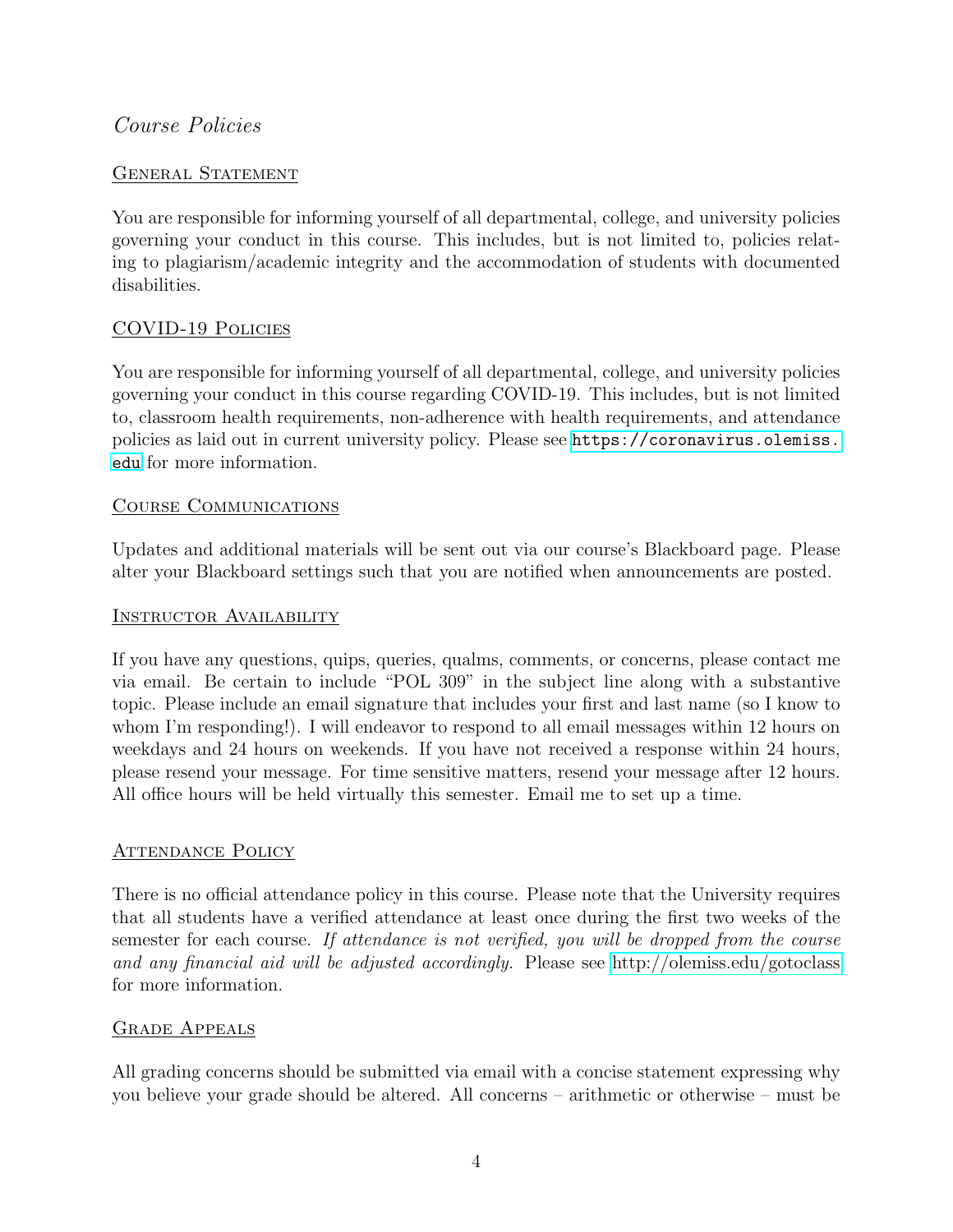## *Course Policies*

### General Statement

You are responsible for informing yourself of all departmental, college, and university policies governing your conduct in this course. This includes, but is not limited to, policies relating to plagiarism/academic integrity and the accommodation of students with documented disabilities.

### COVID-19 Policies

You are responsible for informing yourself of all departmental, college, and university policies governing your conduct in this course regarding COVID-19. This includes, but is not limited to, classroom health requirements, non-adherence with health requirements, and attendance policies as laid out in current university policy. Please see https://coronavirus.olemiss.edu for more information.

### Course Communications

Updates and additional materials will be sent out via our course's Blackboard page. Please alter your Blackboard settings such that you are notified when announcements are posted.

### Instructor Availability

If you have any questions, quips, queries, qualms, comments, or concerns, please contact me via email. Be certain to include "POL 309" in the subject line along with a substantive topic. Please include an email signature that includes your first and last name (so I know to whom I'm responding!). I will endeavor to respond to all email messages within 12 hours on weekdays and 24 hours on weekends. If you have not received a response within 24 hours, please resend your message. For time sensitive matters, resend your message after 12 hours. All office hours will be held virtually this semester. Email me to set up a time.

### Attendance Policy

There is no official attendance policy in this course. Please note that the University requires that all students have a verified attendance at least once during the first two weeks of the semester for each course. *If attendance is not verified, you will be dropped from the course and any financial aid will be adjusted accordingly.* Please see http://olemiss.edu/gotoclass for more information.

### Grade Appeals

All grading concerns should be submitted via email with a concise statement expressing why you believe your grade should be altered. All concerns – arithmetic or otherwise – must be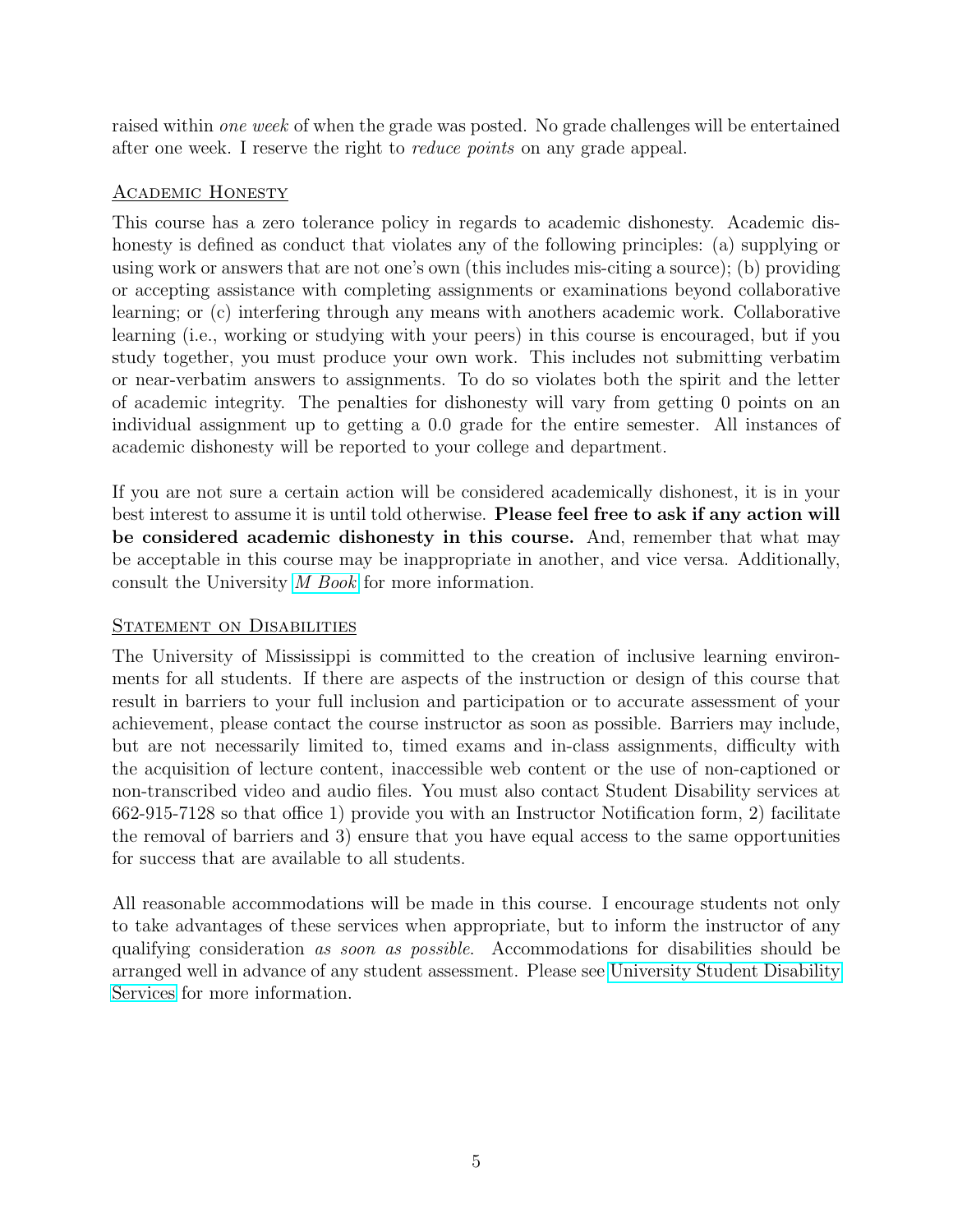raised within *one week* of when the grade was posted. No grade challenges will be entertained after one week. I reserve the right to *reduce points* on any grade appeal.

## Academic Honesty

This course has a zero tolerance policy in regards to academic dishonesty. Academic dishonesty is defined as conduct that violates any of the following principles: (a) supplying or using work or answers that are not one's own (this includes mis-citing a source); (b) providing or accepting assistance with completing assignments or examinations beyond collaborative learning; or (c) interfering through any means with anothers academic work. Collaborative learning (i.e., working or studying with your peers) in this course is encouraged, but if you study together, you must produce your own work. This includes not submitting verbatim or near-verbatim answers to assignments. To do so violates both the spirit and the letter of academic integrity. The penalties for dishonesty will vary from getting 0 points on an individual assignment up to getting a 0.0 grade for the entire semester. All instances of academic dishonesty will be reported to your college and department.

If you are not sure a certain action will be considered academically dishonest, it is in your best interest to assume it is until told otherwise. **Please feel free to ask if any action will be considered academic dishonesty in this course.** And, remember that what may be acceptable in this course may be inappropriate in another, and vice versa. Additionally, consult the University *M Book* for more information.

## Statement on Disabilities

The University of Mississippi is committed to the creation of inclusive learning environments for all students. If there are aspects of the instruction or design of this course that result in barriers to your full inclusion and participation or to accurate assessment of your achievement, please contact the course instructor as soon as possible. Barriers may include, but are not necessarily limited to, timed exams and in-class assignments, difficulty with the acquisition of lecture content, inaccessible web content or the use of non-captioned or non-transcribed video and audio files. You must also contact Student Disability services at 662-915-7128 so that office 1) provide you with an Instructor Notification form, 2) facilitate the removal of barriers and 3) ensure that you have equal access to the same opportunities for success that are available to all students.

All reasonable accommodations will be made in this course. I encourage students not only to take advantages of these services when appropriate, but to inform the instructor of any qualifying consideration *as soon as possible*. Accommodations for disabilities should be arranged well in advance of any student assessment. Please see University Student Disability Services for more information.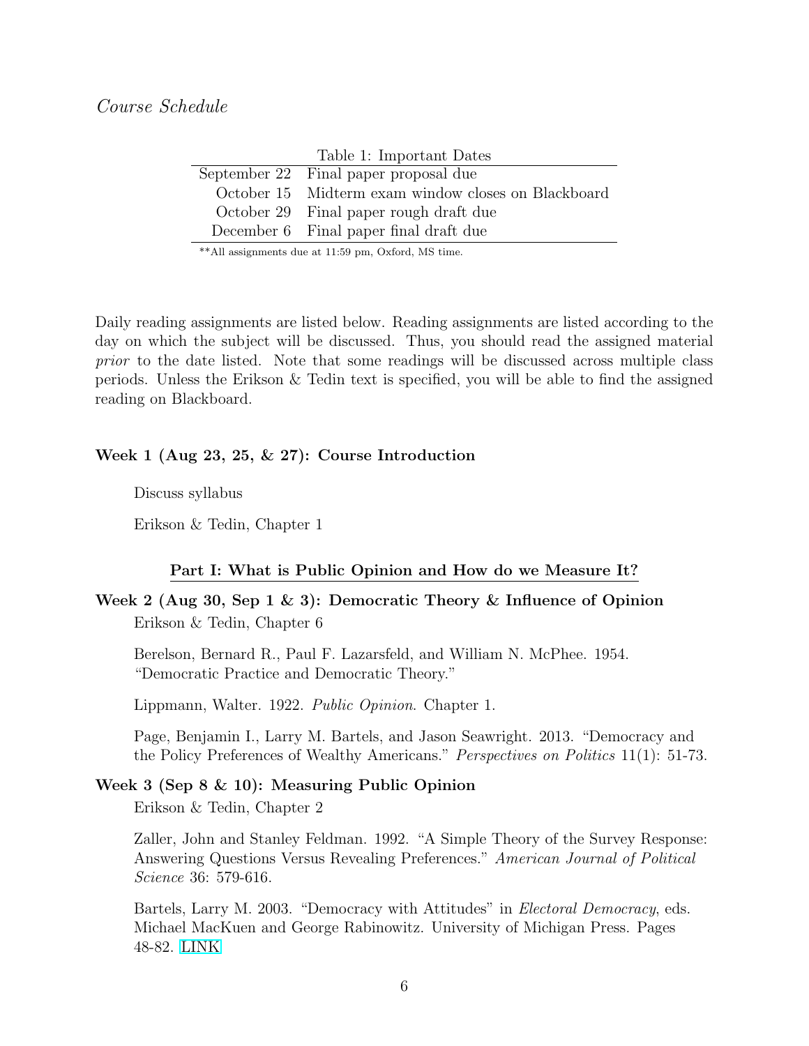*Course Schedule*

Table 1: Important Dates

| | |
|---|---|
| September 22 | Final paper proposal due |
| October 15 | Midterm exam window closes on Blackboard |
| October 29 | Final paper rough draft due |
| December 6 | Final paper final draft due |

**All assignments due at 11:59 pm, Oxford, MS time.

Daily reading assignments are listed below. Reading assignments are listed according to the day on which the subject will be discussed. Thus, you should read the assigned material *prior* to the date listed. Note that some readings will be discussed across multiple class periods. Unless the Erikson & Tedin text is specified, you will be able to find the assigned reading on Blackboard.

**Week 1 (Aug 23, 25, & 27): Course Introduction**

Discuss syllabus

Erikson & Tedin, Chapter 1

## Part I: What is Public Opinion and How do we Measure It?

**Week 2 (Aug 30, Sep 1 & 3): Democratic Theory & Influence of Opinion**

Erikson & Tedin, Chapter 6

Berelson, Bernard R., Paul F. Lazarsfeld, and William N. McPhee. 1954. "Democratic Practice and Democratic Theory."

Lippmann, Walter. 1922. *Public Opinion*. Chapter 1.

Page, Benjamin I., Larry M. Bartels, and Jason Seawright. 2013. "Democracy and the Policy Preferences of Wealthy Americans." *Perspectives on Politics* 11(1): 51-73.

**Week 3 (Sep 8 & 10): Measuring Public Opinion**

Erikson & Tedin, Chapter 2

Zaller, John and Stanley Feldman. 1992. "A Simple Theory of the Survey Response: Answering Questions Versus Revealing Preferences." *American Journal of Political Science* 36: 579-616.

Bartels, Larry M. 2003. "Democracy with Attitudes" in *Electoral Democracy*, eds. Michael MacKuen and George Rabinowitz. University of Michigan Press. Pages 48-82. LINK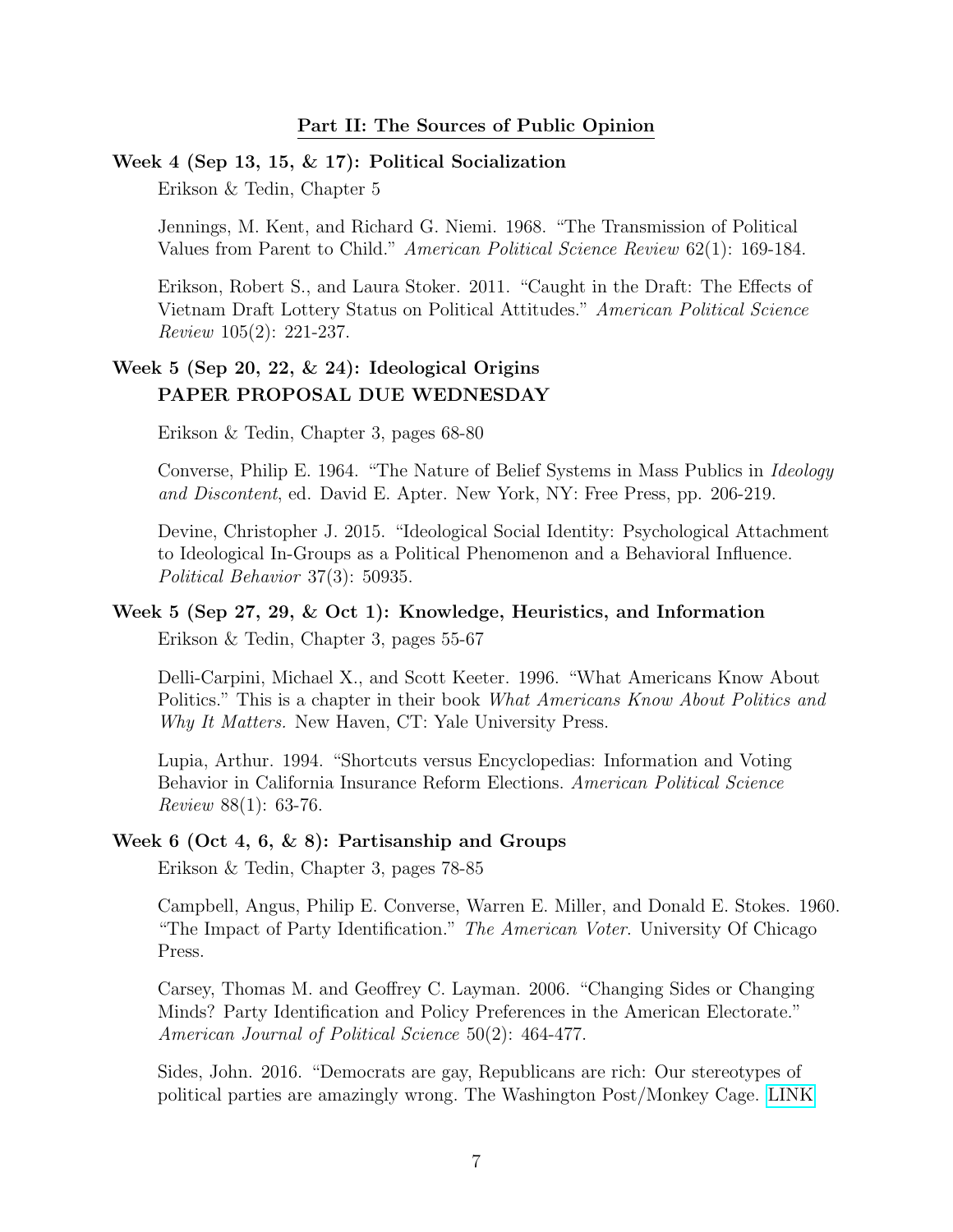## Part II: The Sources of Public Opinion

### Week 4 (Sep 13, 15, & 17): Political Socialization

Erikson & Tedin, Chapter 5

Jennings, M. Kent, and Richard G. Niemi. 1968. "The Transmission of Political Values from Parent to Child." *American Political Science Review* 62(1): 169-184.

Erikson, Robert S., and Laura Stoker. 2011. "Caught in the Draft: The Effects of Vietnam Draft Lottery Status on Political Attitudes." *American Political Science Review* 105(2): 221-237.

### Week 5 (Sep 20, 22, & 24): Ideological Origins
### PAPER PROPOSAL DUE WEDNESDAY

Erikson & Tedin, Chapter 3, pages 68-80

Converse, Philip E. 1964. "The Nature of Belief Systems in Mass Publics in *Ideology and Discontent*, ed. David E. Apter. New York, NY: Free Press, pp. 206-219.

Devine, Christopher J. 2015. "Ideological Social Identity: Psychological Attachment to Ideological In-Groups as a Political Phenomenon and a Behavioral Influence. *Political Behavior* 37(3): 50935.

### Week 5 (Sep 27, 29, & Oct 1): Knowledge, Heuristics, and Information

Erikson & Tedin, Chapter 3, pages 55-67

Delli-Carpini, Michael X., and Scott Keeter. 1996. "What Americans Know About Politics." This is a chapter in their book *What Americans Know About Politics and Why It Matters.* New Haven, CT: Yale University Press.

Lupia, Arthur. 1994. "Shortcuts versus Encyclopedias: Information and Voting Behavior in California Insurance Reform Elections. *American Political Science Review* 88(1): 63-76.

### Week 6 (Oct 4, 6, & 8): Partisanship and Groups

Erikson & Tedin, Chapter 3, pages 78-85

Campbell, Angus, Philip E. Converse, Warren E. Miller, and Donald E. Stokes. 1960. "The Impact of Party Identification." *The American Voter.* University Of Chicago Press.

Carsey, Thomas M. and Geoffrey C. Layman. 2006. "Changing Sides or Changing Minds? Party Identification and Policy Preferences in the American Electorate." *American Journal of Political Science* 50(2): 464-477.

Sides, John. 2016. "Democrats are gay, Republicans are rich: Our stereotypes of political parties are amazingly wrong. The Washington Post/Monkey Cage. LINK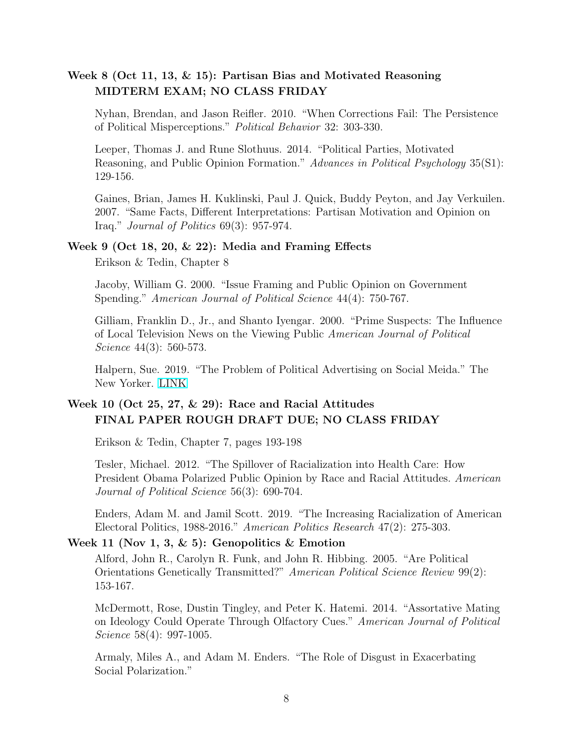### Week 8 (Oct 11, 13, & 15): Partisan Bias and Motivated Reasoning MIDTERM EXAM; NO CLASS FRIDAY

Nyhan, Brendan, and Jason Reifler. 2010. "When Corrections Fail: The Persistence of Political Misperceptions." *Political Behavior* 32: 303-330.

Leeper, Thomas J. and Rune Slothuus. 2014. "Political Parties, Motivated Reasoning, and Public Opinion Formation." *Advances in Political Psychology* 35(S1): 129-156.

Gaines, Brian, James H. Kuklinski, Paul J. Quick, Buddy Peyton, and Jay Verkuilen. 2007. "Same Facts, Different Interpretations: Partisan Motivation and Opinion on Iraq." *Journal of Politics* 69(3): 957-974.

### Week 9 (Oct 18, 20, & 22): Media and Framing Effects

Erikson & Tedin, Chapter 8

Jacoby, William G. 2000. "Issue Framing and Public Opinion on Government Spending." *American Journal of Political Science* 44(4): 750-767.

Gilliam, Franklin D., Jr., and Shanto Iyengar. 2000. "Prime Suspects: The Influence of Local Television News on the Viewing Public *American Journal of Political Science* 44(3): 560-573.

Halpern, Sue. 2019. "The Problem of Political Advertising on Social Meida." The New Yorker. LINK

### Week 10 (Oct 25, 27, & 29): Race and Racial Attitudes FINAL PAPER ROUGH DRAFT DUE; NO CLASS FRIDAY

Erikson & Tedin, Chapter 7, pages 193-198

Tesler, Michael. 2012. "The Spillover of Racialization into Health Care: How President Obama Polarized Public Opinion by Race and Racial Attitudes. *American Journal of Political Science* 56(3): 690-704.

Enders, Adam M. and Jamil Scott. 2019. "The Increasing Racialization of American Electoral Politics, 1988-2016." *American Politics Research* 47(2): 275-303.

### Week 11 (Nov 1, 3, & 5): Genopolitics & Emotion

Alford, John R., Carolyn R. Funk, and John R. Hibbing. 2005. "Are Political Orientations Genetically Transmitted?" *American Political Science Review* 99(2): 153-167.

McDermott, Rose, Dustin Tingley, and Peter K. Hatemi. 2014. "Assortative Mating on Ideology Could Operate Through Olfactory Cues." *American Journal of Political Science* 58(4): 997-1005.

Armaly, Miles A., and Adam M. Enders. "The Role of Disgust in Exacerbating Social Polarization."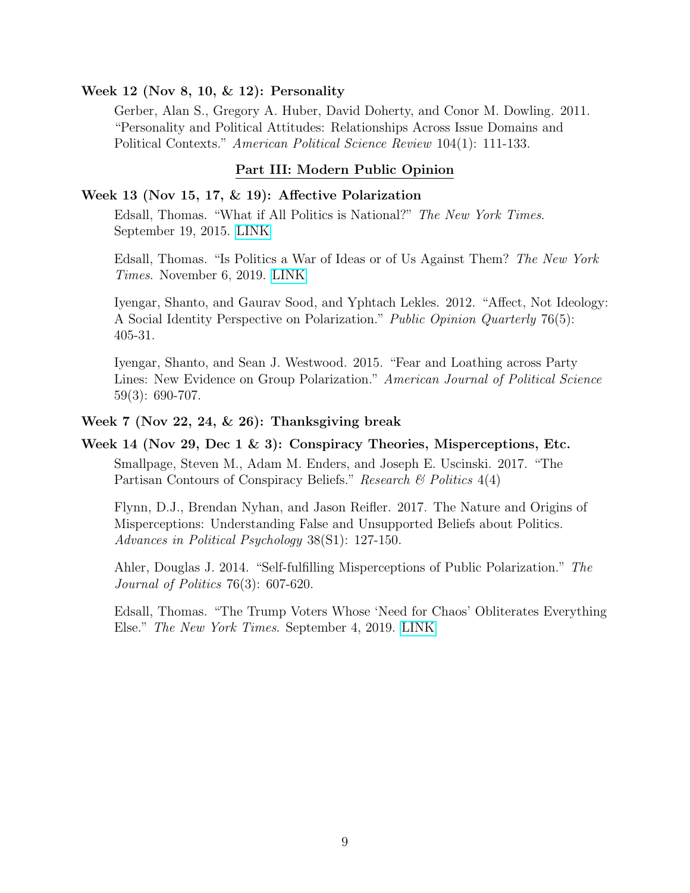**Week 12 (Nov 8, 10, & 12): Personality**

Gerber, Alan S., Gregory A. Huber, David Doherty, and Conor M. Dowling. 2011. "Personality and Political Attitudes: Relationships Across Issue Domains and Political Contexts." *American Political Science Review* 104(1): 111-133.

## Part III: Modern Public Opinion

**Week 13 (Nov 15, 17, & 19): Affective Polarization**

Edsall, Thomas. "What if All Politics is National?" *The New York Times*. September 19, 2015. LINK

Edsall, Thomas. "Is Politics a War of Ideas or of Us Against Them? *The New York Times*. November 6, 2019. LINK

Iyengar, Shanto, and Gaurav Sood, and Yphtach Lekles. 2012. "Affect, Not Ideology: A Social Identity Perspective on Polarization." *Public Opinion Quarterly* 76(5): 405-31.

Iyengar, Shanto, and Sean J. Westwood. 2015. "Fear and Loathing across Party Lines: New Evidence on Group Polarization." *American Journal of Political Science* 59(3): 690-707.

**Week 7 (Nov 22, 24, & 26): Thanksgiving break**

**Week 14 (Nov 29, Dec 1 & 3): Conspiracy Theories, Misperceptions, Etc.**

Smallpage, Steven M., Adam M. Enders, and Joseph E. Uscinski. 2017. "The Partisan Contours of Conspiracy Beliefs." *Research & Politics* 4(4)

Flynn, D.J., Brendan Nyhan, and Jason Reifler. 2017. The Nature and Origins of Misperceptions: Understanding False and Unsupported Beliefs about Politics. *Advances in Political Psychology* 38(S1): 127-150.

Ahler, Douglas J. 2014. "Self-fulfilling Misperceptions of Public Polarization." *The Journal of Politics* 76(3): 607-620.

Edsall, Thomas. "The Trump Voters Whose 'Need for Chaos' Obliterates Everything Else." *The New York Times*. September 4, 2019. LINK